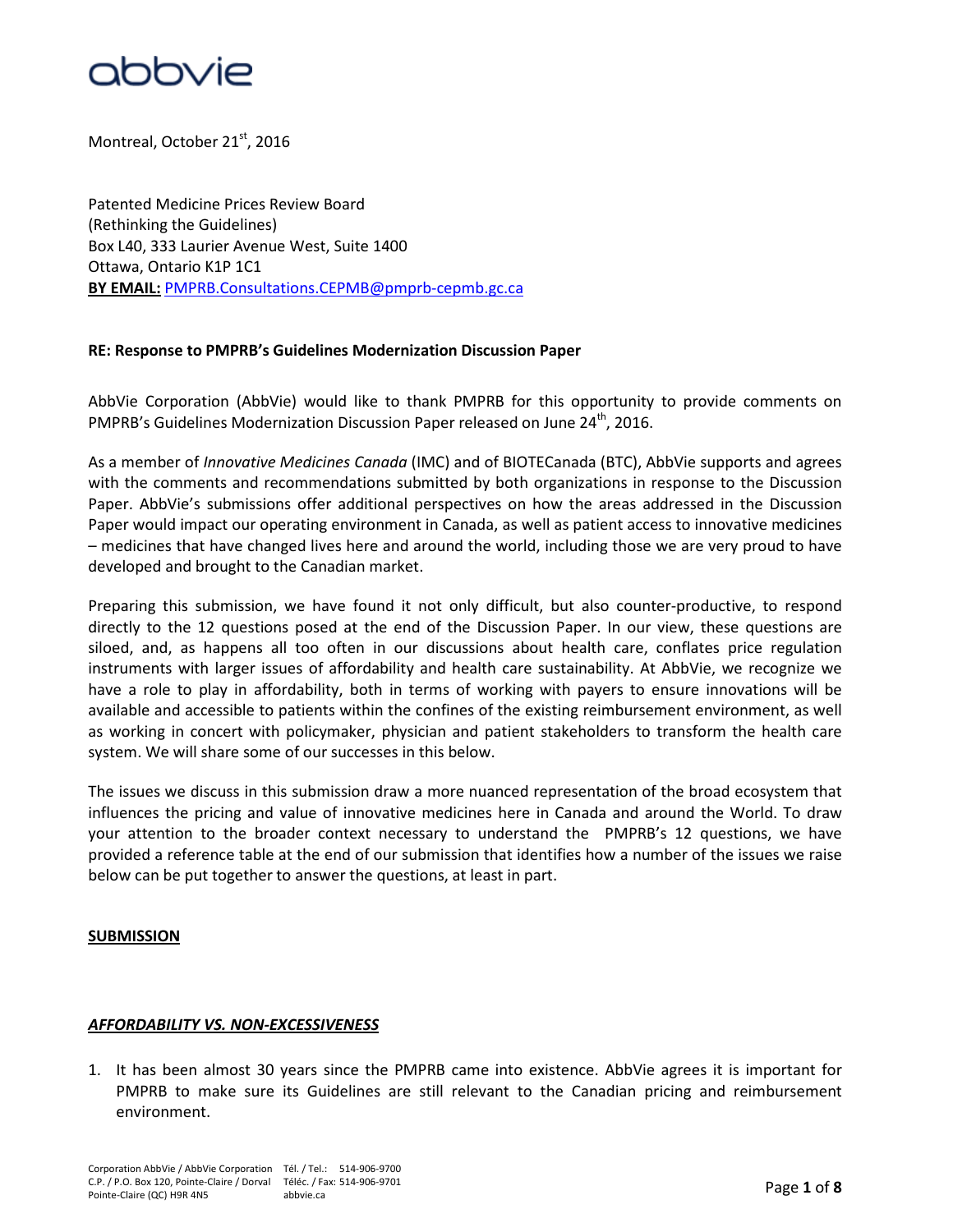abbvie

Montreal, October 21st, 2016

Patented Medicine Prices Review Board
(Rethinking the Guidelines)
Box L40, 333 Laurier Avenue West, Suite 1400
Ottawa, Ontario K1P 1C1
**BY EMAIL:** PMPRB.Consultations.CEPMB@pmprb-cepmb.gc.ca

**RE: Response to PMPRB's Guidelines Modernization Discussion Paper**

AbbVie Corporation (AbbVie) would like to thank PMPRB for this opportunity to provide comments on PMPRB's Guidelines Modernization Discussion Paper released on June 24th, 2016.

As a member of *Innovative Medicines Canada* (IMC) and of BIOTECanada (BTC), AbbVie supports and agrees with the comments and recommendations submitted by both organizations in response to the Discussion Paper. AbbVie's submissions offer additional perspectives on how the areas addressed in the Discussion Paper would impact our operating environment in Canada, as well as patient access to innovative medicines – medicines that have changed lives here and around the world, including those we are very proud to have developed and brought to the Canadian market.

Preparing this submission, we have found it not only difficult, but also counter-productive, to respond directly to the 12 questions posed at the end of the Discussion Paper. In our view, these questions are siloed, and, as happens all too often in our discussions about health care, conflates price regulation instruments with larger issues of affordability and health care sustainability. At AbbVie, we recognize we have a role to play in affordability, both in terms of working with payers to ensure innovations will be available and accessible to patients within the confines of the existing reimbursement environment, as well as working in concert with policymaker, physician and patient stakeholders to transform the health care system. We will share some of our successes in this below.

The issues we discuss in this submission draw a more nuanced representation of the broad ecosystem that influences the pricing and value of innovative medicines here in Canada and around the World. To draw your attention to the broader context necessary to understand the PMPRB's 12 questions, we have provided a reference table at the end of our submission that identifies how a number of the issues we raise below can be put together to answer the questions, at least in part.

**SUBMISSION**

***AFFORDABILITY VS. NON-EXCESSIVENESS***

1. It has been almost 30 years since the PMPRB came into existence. AbbVie agrees it is important for PMPRB to make sure its Guidelines are still relevant to the Canadian pricing and reimbursement environment.

Corporation AbbVie / AbbVie Corporation
C.P. / P.O. Box 120, Pointe-Claire / Dorval
Pointe-Claire (QC) H9R 4N5
Tél. / Tel.: 514-906-9700
Téléc. / Fax: 514-906-9701
abbvie.ca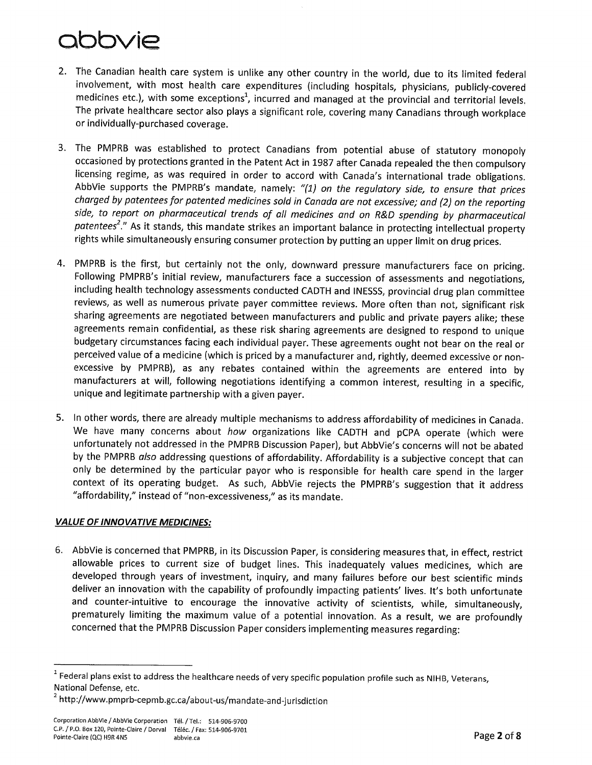2. The Canadian health care system is unlike any other country in the world, due to its limited federal involvement, with most health care expenditures (including hospitals, physicians, publicly-covered medicines etc.), with some exceptions[1], incurred and managed at the provincial and territorial levels. The private healthcare sector also plays a significant role, covering many Canadians through workplace or individually-purchased coverage.

3. The PMPRB was established to protect Canadians from potential abuse of statutory monopoly occasioned by protections granted in the Patent Act in 1987 after Canada repealed the then compulsory licensing regime, as was required in order to accord with Canada's international trade obligations. AbbVie supports the PMPRB's mandate, namely: *"(1) on the regulatory side, to ensure that prices charged by patentees for patented medicines sold in Canada are not excessive; and (2) on the reporting side, to report on pharmaceutical trends of all medicines and on R&D spending by pharmaceutical patentees[2]."* As it stands, this mandate strikes an important balance in protecting intellectual property rights while simultaneously ensuring consumer protection by putting an upper limit on drug prices.

4. PMPRB is the first, but certainly not the only, downward pressure manufacturers face on pricing. Following PMPRB's initial review, manufacturers face a succession of assessments and negotiations, including health technology assessments conducted CADTH and INESSS, provincial drug plan committee reviews, as well as numerous private payer committee reviews. More often than not, significant risk sharing agreements are negotiated between manufacturers and public and private payers alike; these agreements remain confidential, as these risk sharing agreements are designed to respond to unique budgetary circumstances facing each individual payer. These agreements ought not bear on the real or perceived value of a medicine (which is priced by a manufacturer and, rightly, deemed excessive or non-excessive by PMPRB), as any rebates contained within the agreements are entered into by manufacturers at will, following negotiations identifying a common interest, resulting in a specific, unique and legitimate partnership with a given payer.

5. In other words, there are already multiple mechanisms to address affordability of medicines in Canada. We have many concerns about *how* organizations like CADTH and pCPA operate (which were unfortunately not addressed in the PMPRB Discussion Paper), but AbbVie's concerns will not be abated by the PMPRB *also* addressing questions of affordability. Affordability is a subjective concept that can only be determined by the particular payor who is responsible for health care spend in the larger context of its operating budget. As such, AbbVie rejects the PMPRB's suggestion that it address "affordability," instead of "non-excessiveness," as its mandate.

***VALUE OF INNOVATIVE MEDICINES:***

6. AbbVie is concerned that PMPRB, in its Discussion Paper, is considering measures that, in effect, restrict allowable prices to current size of budget lines. This inadequately values medicines, which are developed through years of investment, inquiry, and many failures before our best scientific minds deliver an innovation with the capability of profoundly impacting patients' lives. It's both unfortunate and counter-intuitive to encourage the innovative activity of scientists, while, simultaneously, prematurely limiting the maximum value of a potential innovation. As a result, we are profoundly concerned that the PMPRB Discussion Paper considers implementing measures regarding:

---

[1] Federal plans exist to address the healthcare needs of very specific population profile such as NIHB, Veterans, National Defense, etc.

[2] http://www.pmprb-cepmb.gc.ca/about-us/mandate-and-jurisdiction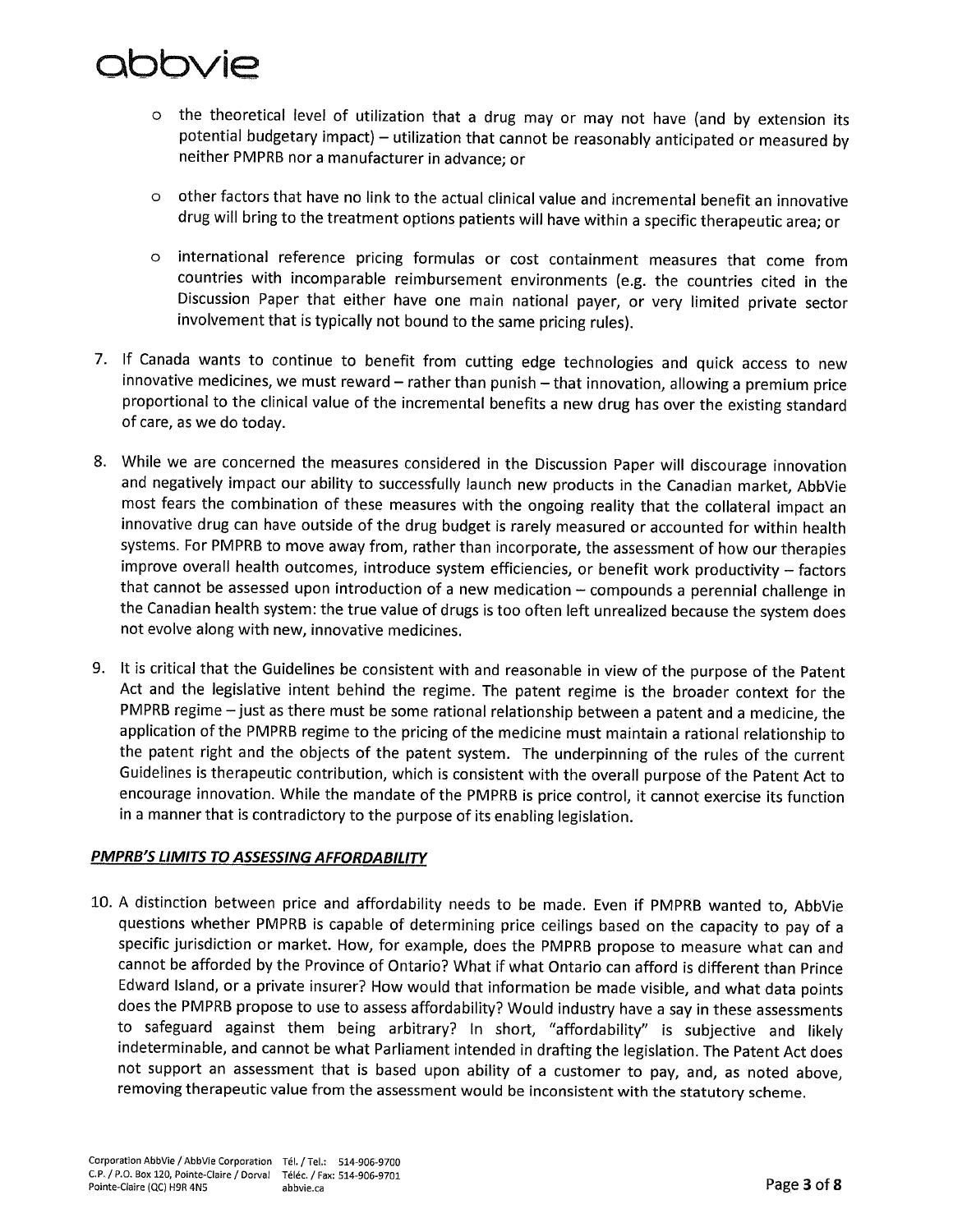- the theoretical level of utilization that a drug may or may not have (and by extension its potential budgetary impact) – utilization that cannot be reasonably anticipated or measured by neither PMPRB nor a manufacturer in advance; or

- other factors that have no link to the actual clinical value and incremental benefit an innovative drug will bring to the treatment options patients will have within a specific therapeutic area; or

- international reference pricing formulas or cost containment measures that come from countries with incomparable reimbursement environments (e.g. the countries cited in the Discussion Paper that either have one main national payer, or very limited private sector involvement that is typically not bound to the same pricing rules).

7. If Canada wants to continue to benefit from cutting edge technologies and quick access to new innovative medicines, we must reward – rather than punish – that innovation, allowing a premium price proportional to the clinical value of the incremental benefits a new drug has over the existing standard of care, as we do today.

8. While we are concerned the measures considered in the Discussion Paper will discourage innovation and negatively impact our ability to successfully launch new products in the Canadian market, AbbVie most fears the combination of these measures with the ongoing reality that the collateral impact an innovative drug can have outside of the drug budget is rarely measured or accounted for within health systems. For PMPRB to move away from, rather than incorporate, the assessment of how our therapies improve overall health outcomes, introduce system efficiencies, or benefit work productivity – factors that cannot be assessed upon introduction of a new medication – compounds a perennial challenge in the Canadian health system: the true value of drugs is too often left unrealized because the system does not evolve along with new, innovative medicines.

9. It is critical that the Guidelines be consistent with and reasonable in view of the purpose of the Patent Act and the legislative intent behind the regime. The patent regime is the broader context for the PMPRB regime – just as there must be some rational relationship between a patent and a medicine, the application of the PMPRB regime to the pricing of the medicine must maintain a rational relationship to the patent right and the objects of the patent system. The underpinning of the rules of the current Guidelines is therapeutic contribution, which is consistent with the overall purpose of the Patent Act to encourage innovation. While the mandate of the PMPRB is price control, it cannot exercise its function in a manner that is contradictory to the purpose of its enabling legislation.

***PMPRB'S LIMITS TO ASSESSING AFFORDABILITY***

10. A distinction between price and affordability needs to be made. Even if PMPRB wanted to, AbbVie questions whether PMPRB is capable of determining price ceilings based on the capacity to pay of a specific jurisdiction or market. How, for example, does the PMPRB propose to measure what can and cannot be afforded by the Province of Ontario? What if what Ontario can afford is different than Prince Edward Island, or a private insurer? How would that information be made visible, and what data points does the PMPRB propose to use to assess affordability? Would industry have a say in these assessments to safeguard against them being arbitrary? In short, "affordability" is subjective and likely indeterminable, and cannot be what Parliament intended in drafting the legislation. The Patent Act does not support an assessment that is based upon ability of a customer to pay, and, as noted above, removing therapeutic value from the assessment would be inconsistent with the statutory scheme.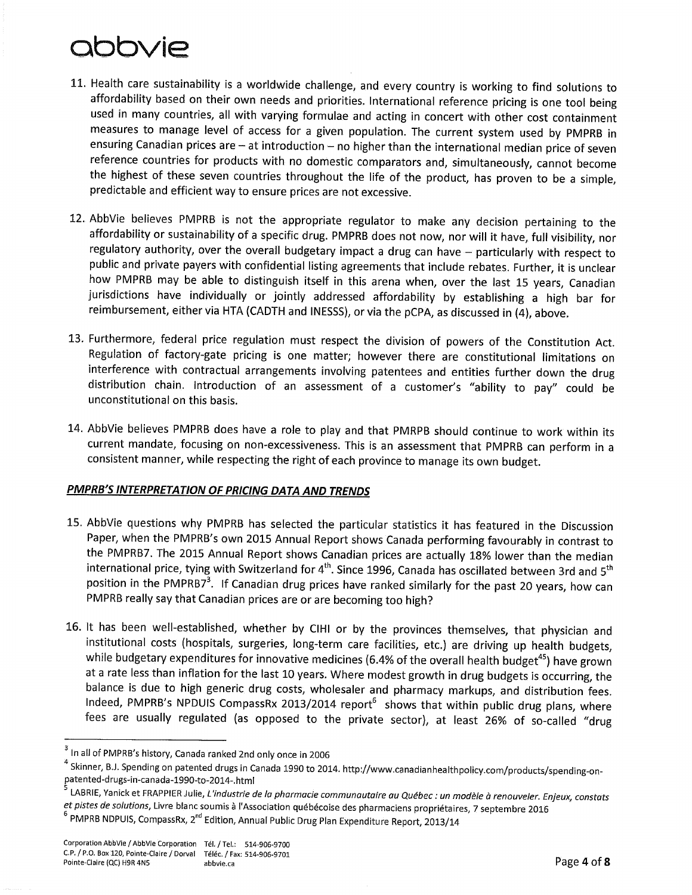11. Health care sustainability is a worldwide challenge, and every country is working to find solutions to affordability based on their own needs and priorities. International reference pricing is one tool being used in many countries, all with varying formulae and acting in concert with other cost containment measures to manage level of access for a given population. The current system used by PMPRB in ensuring Canadian prices are – at introduction – no higher than the international median price of seven reference countries for products with no domestic comparators and, simultaneously, cannot become the highest of these seven countries throughout the life of the product, has proven to be a simple, predictable and efficient way to ensure prices are not excessive.

12. AbbVie believes PMPRB is not the appropriate regulator to make any decision pertaining to the affordability or sustainability of a specific drug. PMPRB does not now, nor will it have, full visibility, nor regulatory authority, over the overall budgetary impact a drug can have – particularly with respect to public and private payers with confidential listing agreements that include rebates. Further, it is unclear how PMPRB may be able to distinguish itself in this arena when, over the last 15 years, Canadian jurisdictions have individually or jointly addressed affordability by establishing a high bar for reimbursement, either via HTA (CADTH and INESSS), or via the pCPA, as discussed in (4), above.

13. Furthermore, federal price regulation must respect the division of powers of the Constitution Act. Regulation of factory-gate pricing is one matter; however there are constitutional limitations on interference with contractual arrangements involving patentees and entities further down the drug distribution chain. Introduction of an assessment of a customer's "ability to pay" could be unconstitutional on this basis.

14. AbbVie believes PMPRB does have a role to play and that PMRPB should continue to work within its current mandate, focusing on non-excessiveness. This is an assessment that PMPRB can perform in a consistent manner, while respecting the right of each province to manage its own budget.

## ***PMPRB'S INTERPRETATION OF PRICING DATA AND TRENDS***

15. AbbVie questions why PMPRB has selected the particular statistics it has featured in the Discussion Paper, when the PMPRB's own 2015 Annual Report shows Canada performing favourably in contrast to the PMPRB7. The 2015 Annual Report shows Canadian prices are actually 18% lower than the median international price, tying with Switzerland for 4th. Since 1996, Canada has oscillated between 3rd and 5th position in the PMPRB7[3]. If Canadian drug prices have ranked similarly for the past 20 years, how can PMPRB really say that Canadian prices are or are becoming too high?

16. It has been well-established, whether by CIHI or by the provinces themselves, that physician and institutional costs (hospitals, surgeries, long-term care facilities, etc.) are driving up health budgets, while budgetary expenditures for innovative medicines (6.4% of the overall health budget[45]) have grown at a rate less than inflation for the last 10 years. Where modest growth in drug budgets is occurring, the balance is due to high generic drug costs, wholesaler and pharmacy markups, and distribution fees. Indeed, PMPRB's NPDUIS CompassRx 2013/2014 report[6] shows that within public drug plans, where fees are usually regulated (as opposed to the private sector), at least 26% of so-called "drug

---

[3] In all of PMPRB's history, Canada ranked 2nd only once in 2006

[4] Skinner, B.J. Spending on patented drugs in Canada 1990 to 2014. http://www.canadianhealthpolicy.com/products/spending-on-patented-drugs-in-canada-1990-to-2014-.html

[5] LABRIE, Yanick et FRAPPIER Julie, *L'industrie de la pharmacie communautaire au Québec : un modèle à renouveler. Enjeux, constats et pistes de solutions*, Livre blanc soumis à l'Association québécoise des pharmaciens propriétaires, 7 septembre 2016

[6] PMPRB NDPUIS, CompassRx, 2nd Edition, Annual Public Drug Plan Expenditure Report, 2013/14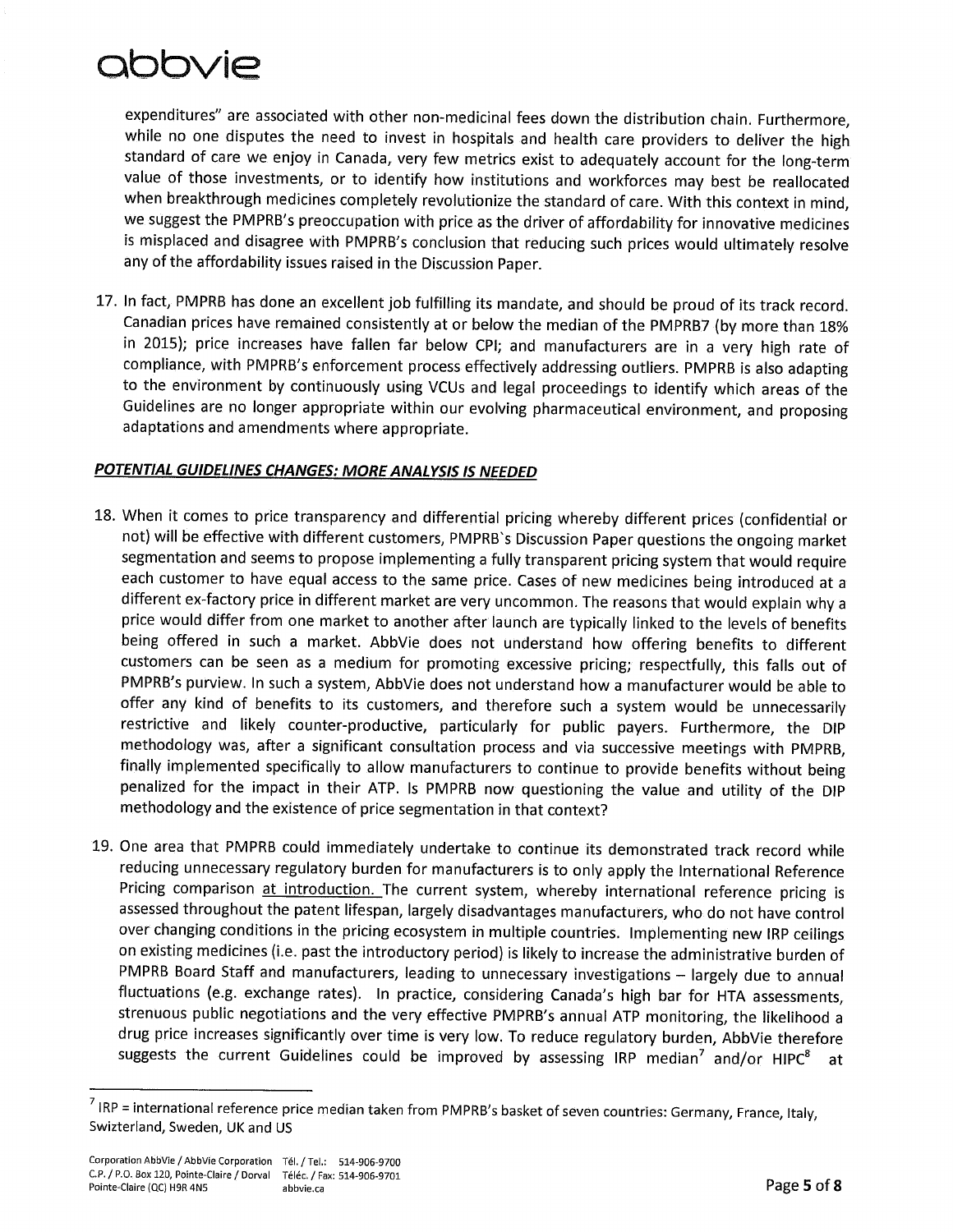expenditures" are associated with other non-medicinal fees down the distribution chain. Furthermore, while no one disputes the need to invest in hospitals and health care providers to deliver the high standard of care we enjoy in Canada, very few metrics exist to adequately account for the long-term value of those investments, or to identify how institutions and workforces may best be reallocated when breakthrough medicines completely revolutionize the standard of care. With this context in mind, we suggest the PMPRB's preoccupation with price as the driver of affordability for innovative medicines is misplaced and disagree with PMPRB's conclusion that reducing such prices would ultimately resolve any of the affordability issues raised in the Discussion Paper.

17. In fact, PMPRB has done an excellent job fulfilling its mandate, and should be proud of its track record. Canadian prices have remained consistently at or below the median of the PMPRB7 (by more than 18% in 2015); price increases have fallen far below CPI; and manufacturers are in a very high rate of compliance, with PMPRB's enforcement process effectively addressing outliers. PMPRB is also adapting to the environment by continuously using VCUs and legal proceedings to identify which areas of the Guidelines are no longer appropriate within our evolving pharmaceutical environment, and proposing adaptations and amendments where appropriate.

***POTENTIAL GUIDELINES CHANGES: MORE ANALYSIS IS NEEDED***

18. When it comes to price transparency and differential pricing whereby different prices (confidential or not) will be effective with different customers, PMPRB`s Discussion Paper questions the ongoing market segmentation and seems to propose implementing a fully transparent pricing system that would require each customer to have equal access to the same price. Cases of new medicines being introduced at a different ex-factory price in different market are very uncommon. The reasons that would explain why a price would differ from one market to another after launch are typically linked to the levels of benefits being offered in such a market. AbbVie does not understand how offering benefits to different customers can be seen as a medium for promoting excessive pricing; respectfully, this falls out of PMPRB's purview. In such a system, AbbVie does not understand how a manufacturer would be able to offer any kind of benefits to its customers, and therefore such a system would be unnecessarily restrictive and likely counter-productive, particularly for public payers. Furthermore, the DIP methodology was, after a significant consultation process and via successive meetings with PMPRB, finally implemented specifically to allow manufacturers to continue to provide benefits without being penalized for the impact in their ATP. Is PMPRB now questioning the value and utility of the DIP methodology and the existence of price segmentation in that context?

19. One area that PMPRB could immediately undertake to continue its demonstrated track record while reducing unnecessary regulatory burden for manufacturers is to only apply the International Reference Pricing comparison <u>at introduction.</u> The current system, whereby international reference pricing is assessed throughout the patent lifespan, largely disadvantages manufacturers, who do not have control over changing conditions in the pricing ecosystem in multiple countries. Implementing new IRP ceilings on existing medicines (i.e. past the introductory period) is likely to increase the administrative burden of PMPRB Board Staff and manufacturers, leading to unnecessary investigations – largely due to annual fluctuations (e.g. exchange rates). In practice, considering Canada's high bar for HTA assessments, strenuous public negotiations and the very effective PMPRB's annual ATP monitoring, the likelihood a drug price increases significantly over time is very low. To reduce regulatory burden, AbbVie therefore suggests the current Guidelines could be improved by assessing IRP median[7] and/or HIPC[8] at

---

[7] IRP = international reference price median taken from PMPRB's basket of seven countries: Germany, France, Italy, Switzerland, Sweden, UK and US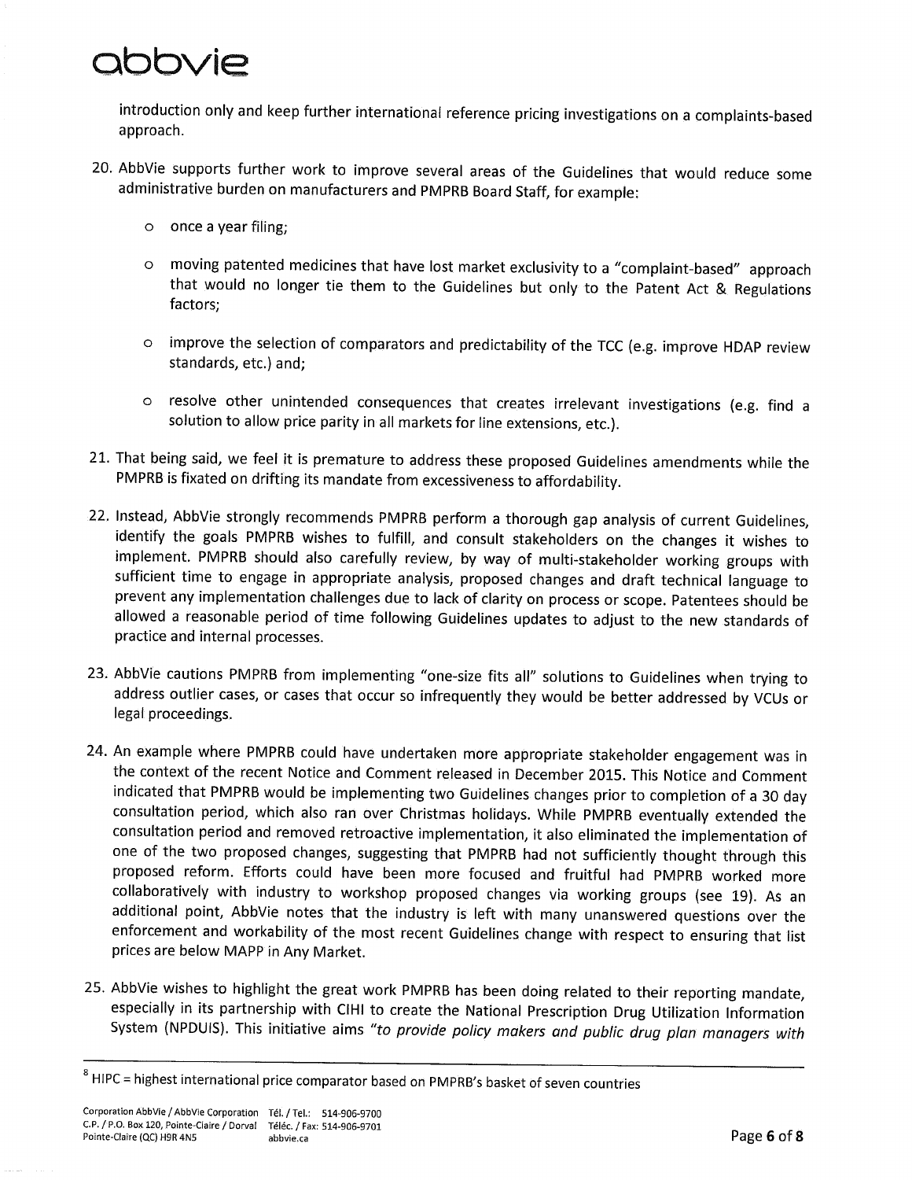introduction only and keep further international reference pricing investigations on a complaints-based approach.

20. AbbVie supports further work to improve several areas of the Guidelines that would reduce some administrative burden on manufacturers and PMPRB Board Staff, for example:

    - once a year filing;
    - moving patented medicines that have lost market exclusivity to a "complaint-based" approach that would no longer tie them to the Guidelines but only to the Patent Act & Regulations factors;
    - improve the selection of comparators and predictability of the TCC (e.g. improve HDAP review standards, etc.) and;
    - resolve other unintended consequences that creates irrelevant investigations (e.g. find a solution to allow price parity in all markets for line extensions, etc.).

21. That being said, we feel it is premature to address these proposed Guidelines amendments while the PMPRB is fixated on drifting its mandate from excessiveness to affordability.

22. Instead, AbbVie strongly recommends PMPRB perform a thorough gap analysis of current Guidelines, identify the goals PMPRB wishes to fulfill, and consult stakeholders on the changes it wishes to implement. PMPRB should also carefully review, by way of multi-stakeholder working groups with sufficient time to engage in appropriate analysis, proposed changes and draft technical language to prevent any implementation challenges due to lack of clarity on process or scope. Patentees should be allowed a reasonable period of time following Guidelines updates to adjust to the new standards of practice and internal processes.

23. AbbVie cautions PMPRB from implementing "one-size fits all" solutions to Guidelines when trying to address outlier cases, or cases that occur so infrequently they would be better addressed by VCUs or legal proceedings.

24. An example where PMPRB could have undertaken more appropriate stakeholder engagement was in the context of the recent Notice and Comment released in December 2015. This Notice and Comment indicated that PMPRB would be implementing two Guidelines changes prior to completion of a 30 day consultation period, which also ran over Christmas holidays. While PMPRB eventually extended the consultation period and removed retroactive implementation, it also eliminated the implementation of one of the two proposed changes, suggesting that PMPRB had not sufficiently thought through this proposed reform. Efforts could have been more focused and fruitful had PMPRB worked more collaboratively with industry to workshop proposed changes via working groups (see 19). As an additional point, AbbVie notes that the industry is left with many unanswered questions over the enforcement and workability of the most recent Guidelines change with respect to ensuring that list prices are below MAPP in Any Market.

25. AbbVie wishes to highlight the great work PMPRB has been doing related to their reporting mandate, especially in its partnership with CIHI to create the National Prescription Drug Utilization Information System (NPDUIS). This initiative aims *"to provide policy makers and public drug plan managers with*

---

[8] HIPC = highest international price comparator based on PMPRB's basket of seven countries

Corporation AbbVie / AbbVie Corporation Tél. / Tel.: 514-906-9700
C.P. / P.O. Box 120, Pointe-Claire / Dorval Téléc. / Fax: 514-906-9701
Pointe-Claire (QC) H9R 4N5 abbvie.ca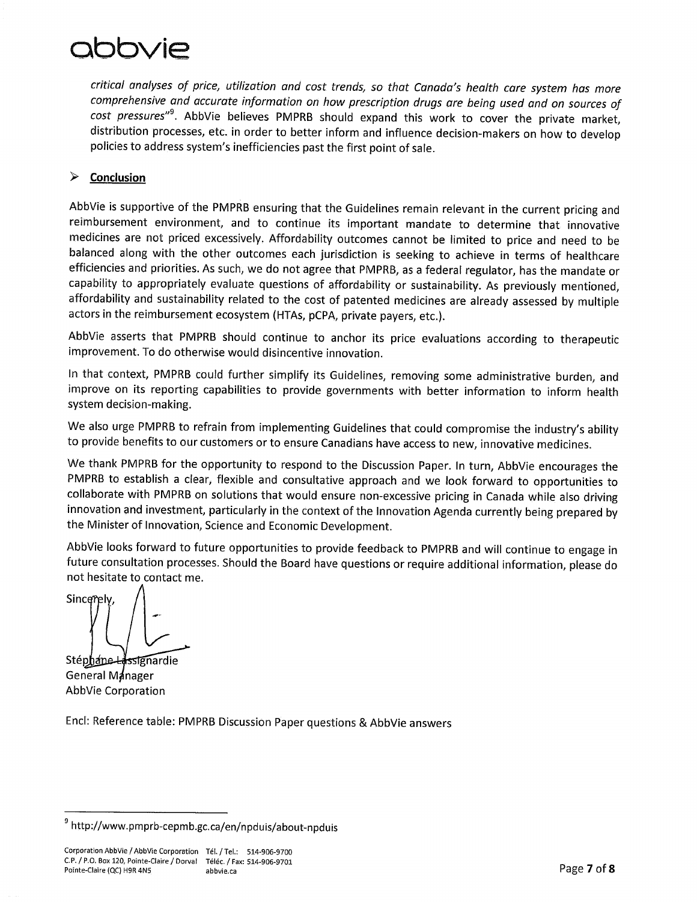*critical analyses of price, utilization and cost trends, so that Canada's health care system has more comprehensive and accurate information on how prescription drugs are being used and on sources of cost pressures"*[9]. AbbVie believes PMPRB should expand this work to cover the private market, distribution processes, etc. in order to better inform and influence decision-makers on how to develop policies to address system's inefficiencies past the first point of sale.

## ➢ **Conclusion**

AbbVie is supportive of the PMPRB ensuring that the Guidelines remain relevant in the current pricing and reimbursement environment, and to continue its important mandate to determine that innovative medicines are not priced excessively. Affordability outcomes cannot be limited to price and need to be balanced along with the other outcomes each jurisdiction is seeking to achieve in terms of healthcare efficiencies and priorities. As such, we do not agree that PMPRB, as a federal regulator, has the mandate or capability to appropriately evaluate questions of affordability or sustainability. As previously mentioned, affordability and sustainability related to the cost of patented medicines are already assessed by multiple actors in the reimbursement ecosystem (HTAs, pCPA, private payers, etc.).

AbbVie asserts that PMPRB should continue to anchor its price evaluations according to therapeutic improvement. To do otherwise would disincentive innovation.

In that context, PMPRB could further simplify its Guidelines, removing some administrative burden, and improve on its reporting capabilities to provide governments with better information to inform health system decision-making.

We also urge PMPRB to refrain from implementing Guidelines that could compromise the industry's ability to provide benefits to our customers or to ensure Canadians have access to new, innovative medicines.

We thank PMPRB for the opportunity to respond to the Discussion Paper. In turn, AbbVie encourages the PMPRB to establish a clear, flexible and consultative approach and we look forward to opportunities to collaborate with PMPRB on solutions that would ensure non-excessive pricing in Canada while also driving innovation and investment, particularly in the context of the Innovation Agenda currently being prepared by the Minister of Innovation, Science and Economic Development.

AbbVie looks forward to future opportunities to provide feedback to PMPRB and will continue to engage in future consultation processes. Should the Board have questions or require additional information, please do not hesitate to contact me.

Sincerely,

Stéphane Lassignardie
General Manager
AbbVie Corporation

Encl: Reference table: PMPRB Discussion Paper questions & AbbVie answers

---

[9] http://www.pmprb-cepmb.gc.ca/en/npduis/about-npduis

Corporation AbbVie / AbbVie Corporation
C.P. / P.O. Box 120, Pointe-Claire / Dorval
Pointe-Claire (QC) H9R 4N5

Tél. / Tel.: 514-906-9700
Téléc. / Fax: 514-906-9701
abbvie.ca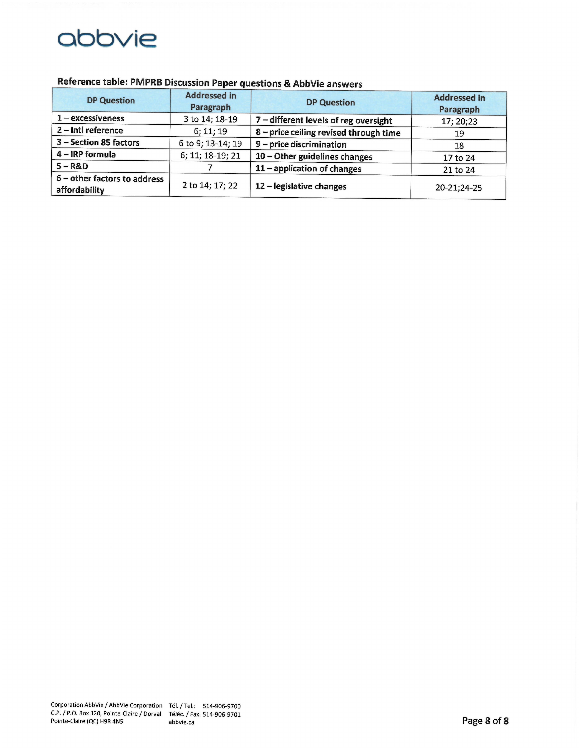## Reference table: PMPRB Discussion Paper questions & AbbVie answers

| DP Question | Addressed in Paragraph | DP Question | Addressed in Paragraph |
|---|---|---|---|
| **1 – excessiveness** | 3 to 14; 18-19 | **7 – different levels of reg oversight** | 17; 20;23 |
| **2 – Intl reference** | 6; 11; 19 | **8 – price ceiling revised through time** | 19 |
| **3 – Section 85 factors** | 6 to 9; 13-14; 19 | **9 – price discrimination** | 18 |
| **4 – IRP formula** | 6; 11; 18-19; 21 | **10 – Other guidelines changes** | 17 to 24 |
| **5 – R&D** | 7 | **11 – application of changes** | 21 to 24 |
| **6 – other factors to address affordability** | 2 to 14; 17; 22 | **12 – legislative changes** | 20-21;24-25 |

Corporation AbbVie / AbbVie Corporation
C.P. / P.O. Box 120, Pointe-Claire / Dorval
Pointe-Claire (QC) H9R 4N5

Tél. / Tel.: 514-906-9700
Téléc. / Fax: 514-906-9701
abbvie.ca